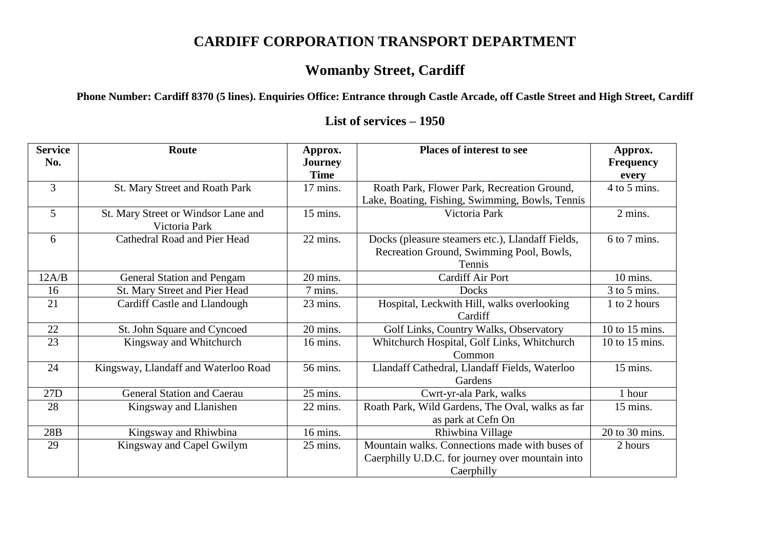# CARDIFF CORPORATION TRANSPORT DEPARTMENT

## Womanby Street, Cardiff

**Phone Number: Cardiff 8370 (5 lines). Enquiries Office: Entrance through Castle Arcade, off Castle Street and High Street, Cardiff**

## List of services – 1950

| Service No. | Route | Approx. Journey Time | Places of interest to see | Approx. Frequency every |
|---|---|---|---|---|
| 3 | St. Mary Street and Roath Park | 17 mins. | Roath Park, Flower Park, Recreation Ground, Lake, Boating, Fishing, Swimming, Bowls, Tennis | 4 to 5 mins. |
| 5 | St. Mary Street or Windsor Lane and Victoria Park | 15 mins. | Victoria Park | 2 mins. |
| 6 | Cathedral Road and Pier Head | 22 mins. | Docks (pleasure steamers etc.), Llandaff Fields, Recreation Ground, Swimming Pool, Bowls, Tennis | 6 to 7 mins. |
| 12A/B | General Station and Pengam | 20 mins. | Cardiff Air Port | 10 mins. |
| 16 | St. Mary Street and Pier Head | 7 mins. | Docks | 3 to 5 mins. |
| 21 | Cardiff Castle and Llandough | 23 mins. | Hospital, Leckwith Hill, walks overlooking Cardiff | 1 to 2 hours |
| 22 | St. John Square and Cyncoed | 20 mins. | Golf Links, Country Walks, Observatory | 10 to 15 mins. |
| 23 | Kingsway and Whitchurch | 16 mins. | Whitchurch Hospital, Golf Links, Whitchurch Common | 10 to 15 mins. |
| 24 | Kingsway, Llandaff and Waterloo Road | 56 mins. | Llandaff Cathedral, Llandaff Fields, Waterloo Gardens | 15 mins. |
| 27D | General Station and Caerau | 25 mins. | Cwrt-yr-ala Park, walks | 1 hour |
| 28 | Kingsway and Llanishen | 22 mins. | Roath Park, Wild Gardens, The Oval, walks as far as park at Cefn On | 15 mins. |
| 28B | Kingsway and Rhiwbina | 16 mins. | Rhiwbina Village | 20 to 30 mins. |
| 29 | Kingsway and Capel Gwilym | 25 mins. | Mountain walks. Connections made with buses of Caerphilly U.D.C. for journey over mountain into Caerphilly | 2 hours |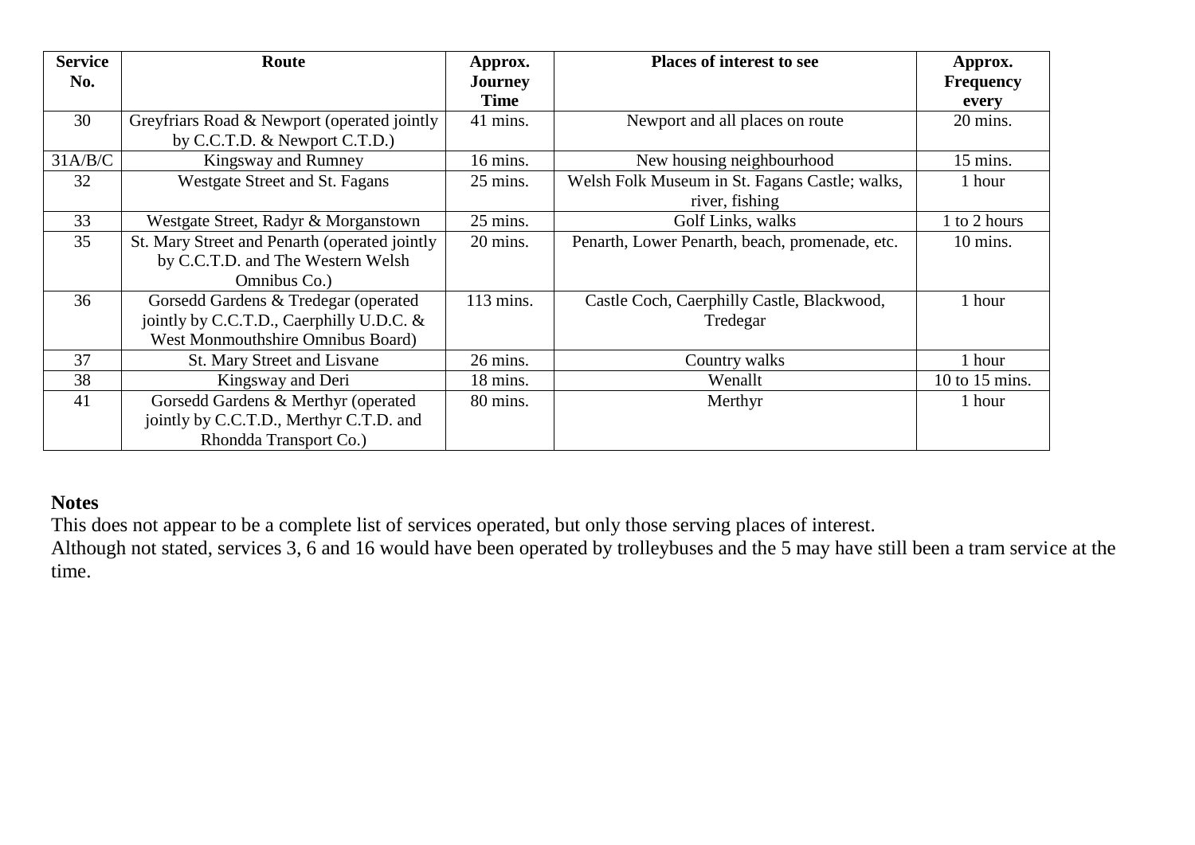| Service No. | Route | Approx. Journey Time | Places of interest to see | Approx. Frequency every |
|---|---|---|---|---|
| 30 | Greyfriars Road & Newport (operated jointly by C.C.T.D. & Newport C.T.D.) | 41 mins. | Newport and all places on route | 20 mins. |
| 31A/B/C | Kingsway and Rumney | 16 mins. | New housing neighbourhood | 15 mins. |
| 32 | Westgate Street and St. Fagans | 25 mins. | Welsh Folk Museum in St. Fagans Castle; walks, river, fishing | 1 hour |
| 33 | Westgate Street, Radyr & Morganstown | 25 mins. | Golf Links, walks | 1 to 2 hours |
| 35 | St. Mary Street and Penarth (operated jointly by C.C.T.D. and The Western Welsh Omnibus Co.) | 20 mins. | Penarth, Lower Penarth, beach, promenade, etc. | 10 mins. |
| 36 | Gorsedd Gardens & Tredegar (operated jointly by C.C.T.D., Caerphilly U.D.C. & West Monmouthshire Omnibus Board) | 113 mins. | Castle Coch, Caerphilly Castle, Blackwood, Tredegar | 1 hour |
| 37 | St. Mary Street and Lisvane | 26 mins. | Country walks | 1 hour |
| 38 | Kingsway and Deri | 18 mins. | Wenallt | 10 to 15 mins. |
| 41 | Gorsedd Gardens & Merthyr (operated jointly by C.C.T.D., Merthyr C.T.D. and Rhondda Transport Co.) | 80 mins. | Merthyr | 1 hour |

**Notes**

This does not appear to be a complete list of services operated, but only those serving places of interest.

Although not stated, services 3, 6 and 16 would have been operated by trolleybuses and the 5 may have still been a tram service at the time.